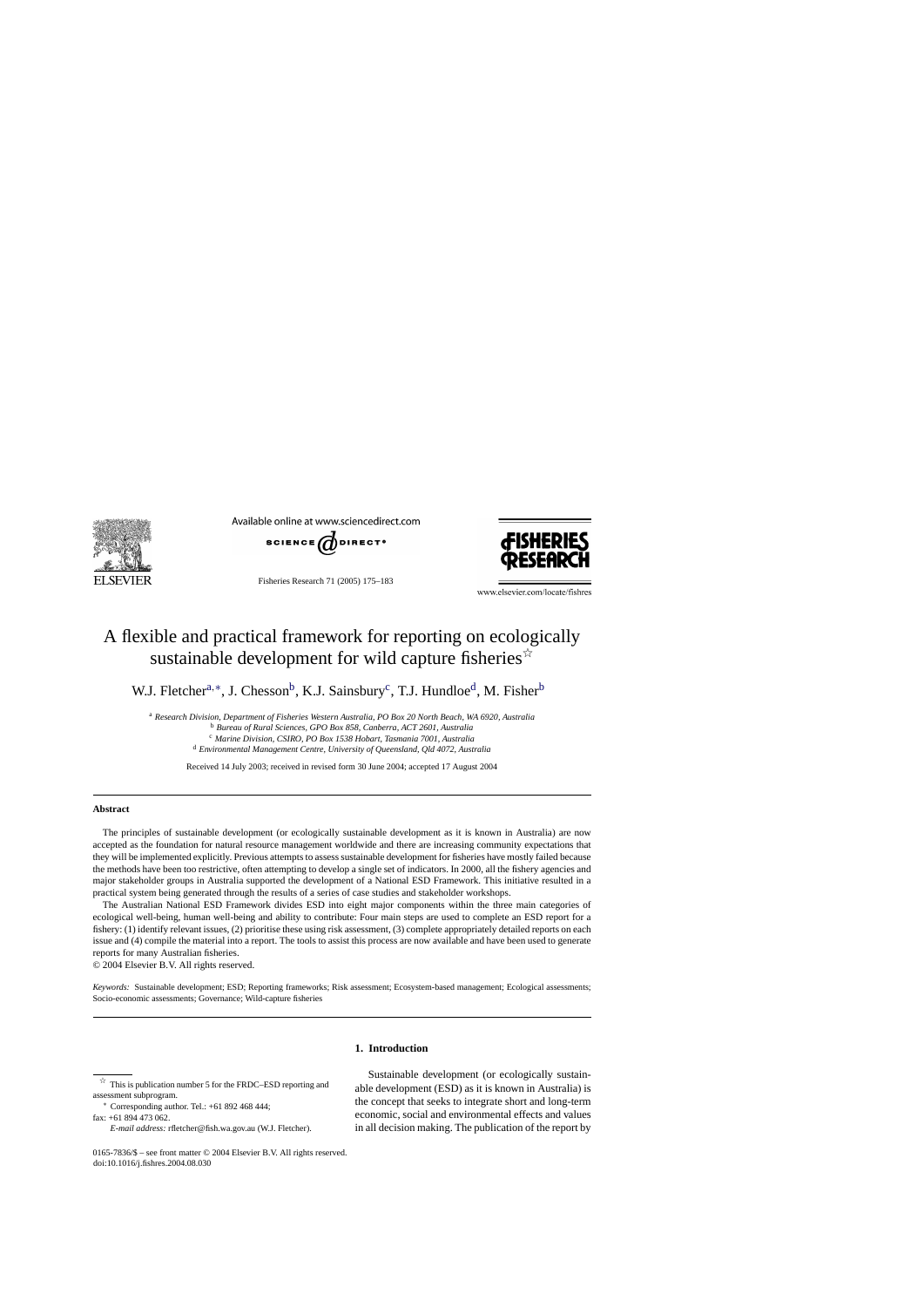# A flexible and practical framework for reporting on ecologically sustainable development for wild capture fisheries[☆]

W.J. Fletcher[a,*], J. Chesson[b], K.J. Sainsbury[c], T.J. Hundloe[d], M. Fisher[b]

[a] *Research Division, Department of Fisheries Western Australia, PO Box 20 North Beach, WA 6920, Australia*
[b] *Bureau of Rural Sciences, GPO Box 858, Canberra, ACT 2601, Australia*
[c] *Marine Division, CSIRO, PO Box 1538 Hobart, Tasmania 7001, Australia*
[d] *Environmental Management Centre, University of Queensland, Qld 4072, Australia*

Received 14 July 2003; received in revised form 30 June 2004; accepted 17 August 2004

## Abstract

The principles of sustainable development (or ecologically sustainable development as it is known in Australia) are now accepted as the foundation for natural resource management worldwide and there are increasing community expectations that they will be implemented explicitly. Previous attempts to assess sustainable development for fisheries have mostly failed because the methods have been too restrictive, often attempting to develop a single set of indicators. In 2000, all the fishery agencies and major stakeholder groups in Australia supported the development of a National ESD Framework. This initiative resulted in a practical system being generated through the results of a series of case studies and stakeholder workshops.

The Australian National ESD Framework divides ESD into eight major components within the three main categories of ecological well-being, human well-being and ability to contribute: Four main steps are used to complete an ESD report for a fishery: (1) identify relevant issues, (2) prioritise these using risk assessment, (3) complete appropriately detailed reports on each issue and (4) compile the material into a report. The tools to assist this process are now available and have been used to generate reports for many Australian fisheries.

© 2004 Elsevier B.V. All rights reserved.

*Keywords:* Sustainable development; ESD; Reporting frameworks; Risk assessment; Ecosystem-based management; Ecological assessments; Socio-economic assessments; Governance; Wild-capture fisheries

## 1. Introduction

Sustainable development (or ecologically sustainable development (ESD) as it is known in Australia) is the concept that seeks to integrate short and long-term economic, social and environmental effects and values in all decision making. The publication of the report by

---

[☆] This is publication number 5 for the FRDC–ESD reporting and assessment subprogram.

[*] Corresponding author. Tel.: +61 892 468 444; fax: +61 894 473 062.

*E-mail address:* rfletcher@fish.wa.gov.au (W.J. Fletcher).

0165-7836/$ – see front matter © 2004 Elsevier B.V. All rights reserved.
doi:10.1016/j.fishres.2004.08.030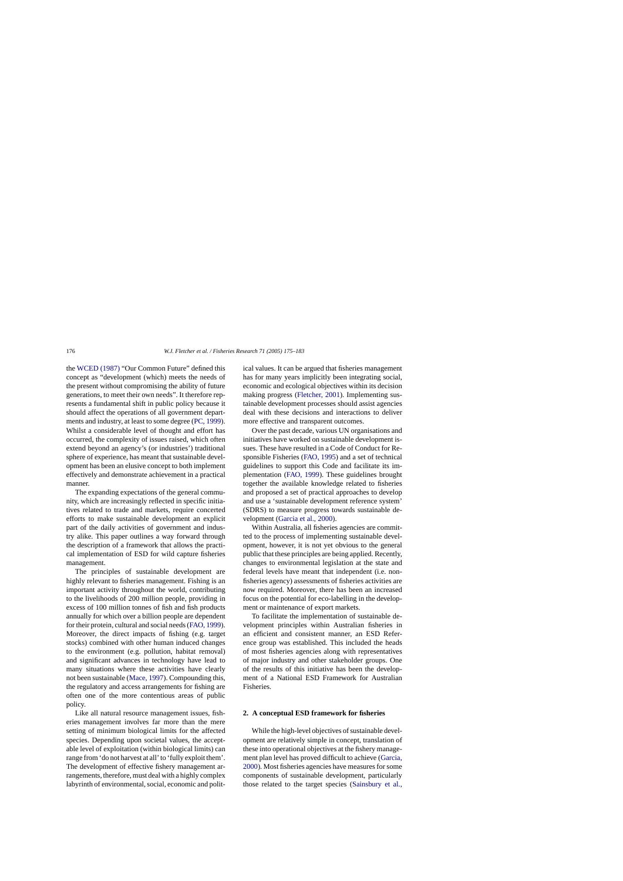the WCED (1987) "Our Common Future" defined this concept as "development (which) meets the needs of the present without compromising the ability of future generations, to meet their own needs". It therefore represents a fundamental shift in public policy because it should affect the operations of all government departments and industry, at least to some degree (PC, 1999). Whilst a considerable level of thought and effort has occurred, the complexity of issues raised, which often extend beyond an agency's (or industries') traditional sphere of experience, has meant that sustainable development has been an elusive concept to both implement effectively and demonstrate achievement in a practical manner.

The expanding expectations of the general community, which are increasingly reflected in specific initiatives related to trade and markets, require concerted efforts to make sustainable development an explicit part of the daily activities of government and industry alike. This paper outlines a way forward through the description of a framework that allows the practical implementation of ESD for wild capture fisheries management.

The principles of sustainable development are highly relevant to fisheries management. Fishing is an important activity throughout the world, contributing to the livelihoods of 200 million people, providing in excess of 100 million tonnes of fish and fish products annually for which over a billion people are dependent for their protein, cultural and social needs (FAO, 1999). Moreover, the direct impacts of fishing (e.g. target stocks) combined with other human induced changes to the environment (e.g. pollution, habitat removal) and significant advances in technology have lead to many situations where these activities have clearly not been sustainable (Mace, 1997). Compounding this, the regulatory and access arrangements for fishing are often one of the more contentious areas of public policy.

Like all natural resource management issues, fisheries management involves far more than the mere setting of minimum biological limits for the affected species. Depending upon societal values, the acceptable level of exploitation (within biological limits) can range from 'do not harvest at all' to 'fully exploit them'. The development of effective fishery management arrangements, therefore, must deal with a highly complex labyrinth of environmental, social, economic and political values. It can be argued that fisheries management has for many years implicitly been integrating social, economic and ecological objectives within its decision making progress (Fletcher, 2001). Implementing sustainable development processes should assist agencies deal with these decisions and interactions to deliver more effective and transparent outcomes.

Over the past decade, various UN organisations and initiatives have worked on sustainable development issues. These have resulted in a Code of Conduct for Responsible Fisheries (FAO, 1995) and a set of technical guidelines to support this Code and facilitate its implementation (FAO, 1999). These guidelines brought together the available knowledge related to fisheries and proposed a set of practical approaches to develop and use a 'sustainable development reference system' (SDRS) to measure progress towards sustainable development (Garcia et al., 2000).

Within Australia, all fisheries agencies are committed to the process of implementing sustainable development, however, it is not yet obvious to the general public that these principles are being applied. Recently, changes to environmental legislation at the state and federal levels have meant that independent (i.e. non-fisheries agency) assessments of fisheries activities are now required. Moreover, there has been an increased focus on the potential for eco-labelling in the development or maintenance of export markets.

To facilitate the implementation of sustainable development principles within Australian fisheries in an efficient and consistent manner, an ESD Reference group was established. This included the heads of most fisheries agencies along with representatives of major industry and other stakeholder groups. One of the results of this initiative has been the development of a National ESD Framework for Australian Fisheries.

## 2. A conceptual ESD framework for fisheries

While the high-level objectives of sustainable development are relatively simple in concept, translation of these into operational objectives at the fishery management plan level has proved difficult to achieve (Garcia, 2000). Most fisheries agencies have measures for some components of sustainable development, particularly those related to the target species (Sainsbury et al.,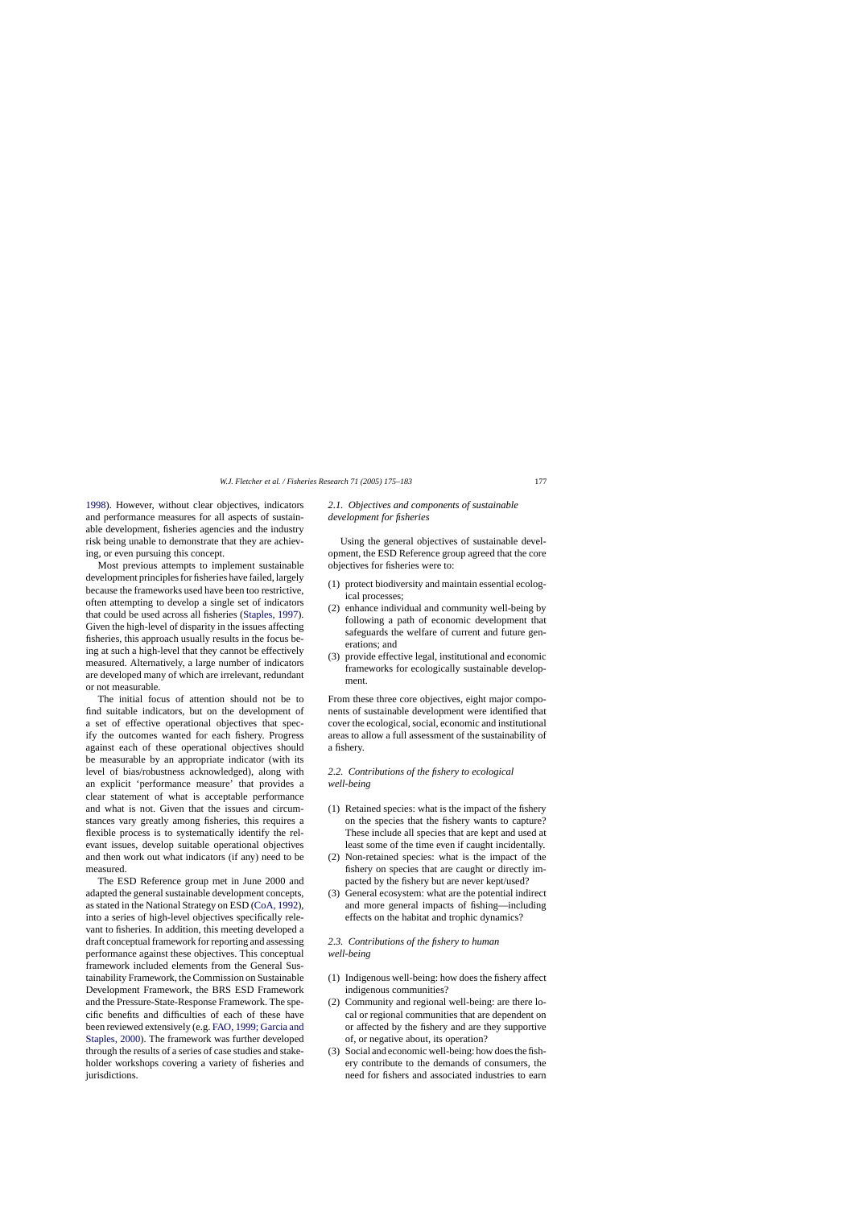1998). However, without clear objectives, indicators and performance measures for all aspects of sustainable development, fisheries agencies and the industry risk being unable to demonstrate that they are achieving, or even pursuing this concept.

Most previous attempts to implement sustainable development principles for fisheries have failed, largely because the frameworks used have been too restrictive, often attempting to develop a single set of indicators that could be used across all fisheries (Staples, 1997). Given the high-level of disparity in the issues affecting fisheries, this approach usually results in the focus being at such a high-level that they cannot be effectively measured. Alternatively, a large number of indicators are developed many of which are irrelevant, redundant or not measurable.

The initial focus of attention should not be to find suitable indicators, but on the development of a set of effective operational objectives that specify the outcomes wanted for each fishery. Progress against each of these operational objectives should be measurable by an appropriate indicator (with its level of bias/robustness acknowledged), along with an explicit 'performance measure' that provides a clear statement of what is acceptable performance and what is not. Given that the issues and circumstances vary greatly among fisheries, this requires a flexible process is to systematically identify the relevant issues, develop suitable operational objectives and then work out what indicators (if any) need to be measured.

The ESD Reference group met in June 2000 and adapted the general sustainable development concepts, as stated in the National Strategy on ESD (CoA, 1992), into a series of high-level objectives specifically relevant to fisheries. In addition, this meeting developed a draft conceptual framework for reporting and assessing performance against these objectives. This conceptual framework included elements from the General Sustainability Framework, the Commission on Sustainable Development Framework, the BRS ESD Framework and the Pressure-State-Response Framework. The specific benefits and difficulties of each of these have been reviewed extensively (e.g. FAO, 1999; Garcia and Staples, 2000). The framework was further developed through the results of a series of case studies and stakeholder workshops covering a variety of fisheries and jurisdictions.

### *2.1. Objectives and components of sustainable development for fisheries*

Using the general objectives of sustainable development, the ESD Reference group agreed that the core objectives for fisheries were to:

(1) protect biodiversity and maintain essential ecological processes;
(2) enhance individual and community well-being by following a path of economic development that safeguards the welfare of current and future generations; and
(3) provide effective legal, institutional and economic frameworks for ecologically sustainable development.

From these three core objectives, eight major components of sustainable development were identified that cover the ecological, social, economic and institutional areas to allow a full assessment of the sustainability of a fishery.

### *2.2. Contributions of the fishery to ecological well-being*

(1) Retained species: what is the impact of the fishery on the species that the fishery wants to capture? These include all species that are kept and used at least some of the time even if caught incidentally.
(2) Non-retained species: what is the impact of the fishery on species that are caught or directly impacted by the fishery but are never kept/used?
(3) General ecosystem: what are the potential indirect and more general impacts of fishing—including effects on the habitat and trophic dynamics?

### *2.3. Contributions of the fishery to human well-being*

(1) Indigenous well-being: how does the fishery affect indigenous communities?
(2) Community and regional well-being: are there local or regional communities that are dependent on or affected by the fishery and are they supportive of, or negative about, its operation?
(3) Social and economic well-being: how does the fishery contribute to the demands of consumers, the need for fishers and associated industries to earn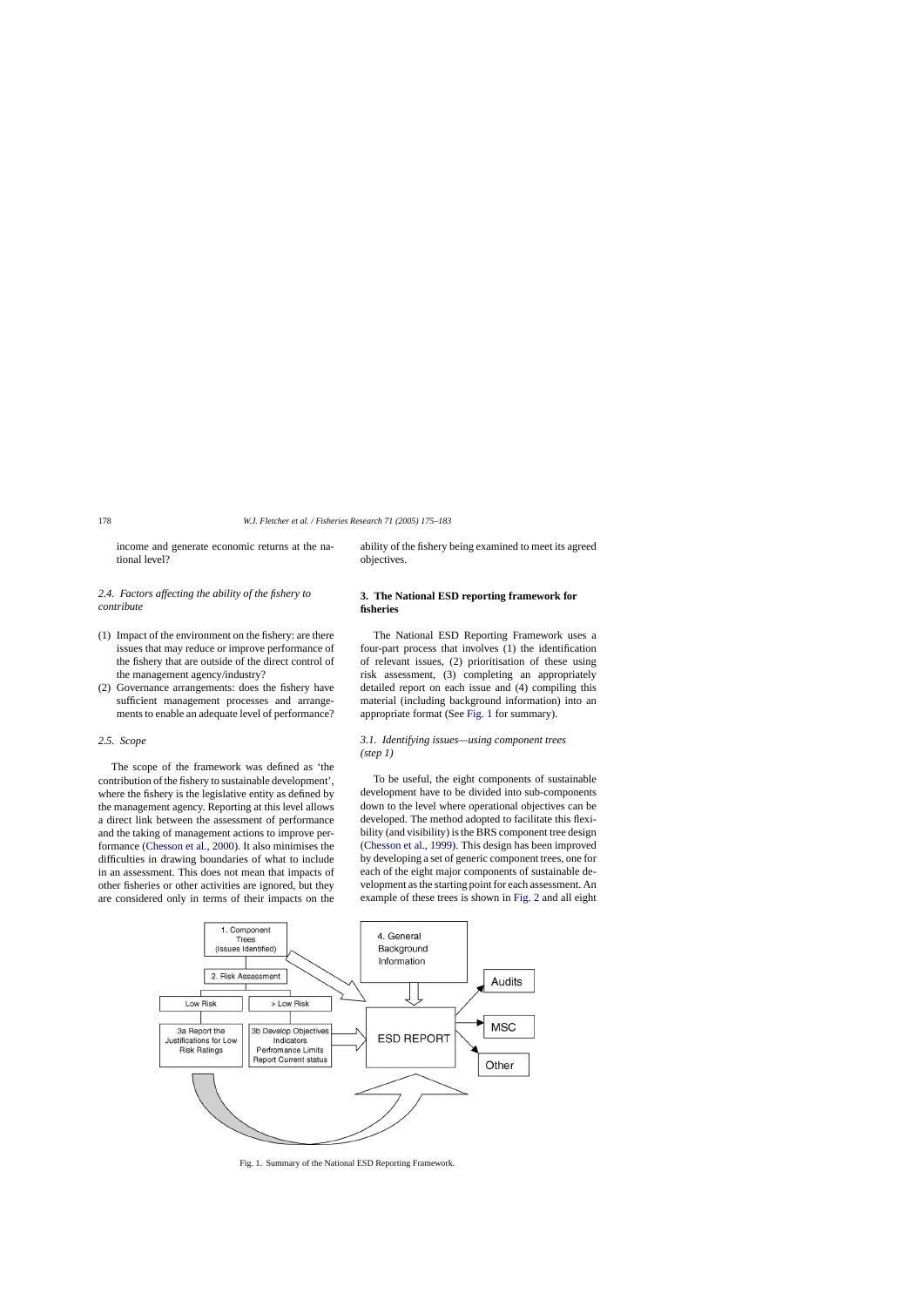income and generate economic returns at the national level?

### 2.4. Factors affecting the ability of the fishery to contribute

(1) Impact of the environment on the fishery: are there issues that may reduce or improve performance of the fishery that are outside of the direct control of the management agency/industry?
(2) Governance arrangements: does the fishery have sufficient management processes and arrangements to enable an adequate level of performance?

### 2.5. Scope

The scope of the framework was defined as 'the contribution of the fishery to sustainable development', where the fishery is the legislative entity as defined by the management agency. Reporting at this level allows a direct link between the assessment of performance and the taking of management actions to improve performance (Chesson et al., 2000). It also minimises the difficulties in drawing boundaries of what to include in an assessment. This does not mean that impacts of other fisheries or other activities are ignored, but they are considered only in terms of their impacts on the ability of the fishery being examined to meet its agreed objectives.

## 3. The National ESD reporting framework for fisheries

The National ESD Reporting Framework uses a four-part process that involves (1) the identification of relevant issues, (2) prioritisation of these using risk assessment, (3) completing an appropriately detailed report on each issue and (4) compiling this material (including background information) into an appropriate format (See Fig. 1 for summary).

### 3.1. Identifying issues—using component trees (step 1)

To be useful, the eight components of sustainable development have to be divided into sub-components down to the level where operational objectives can be developed. The method adopted to facilitate this flexibility (and visibility) is the BRS component tree design (Chesson et al., 1999). This design has been improved by developing a set of generic component trees, one for each of the eight major components of sustainable development as the starting point for each assessment. An example of these trees is shown in Fig. 2 and all eight

Fig. 1. Summary of the National ESD Reporting Framework.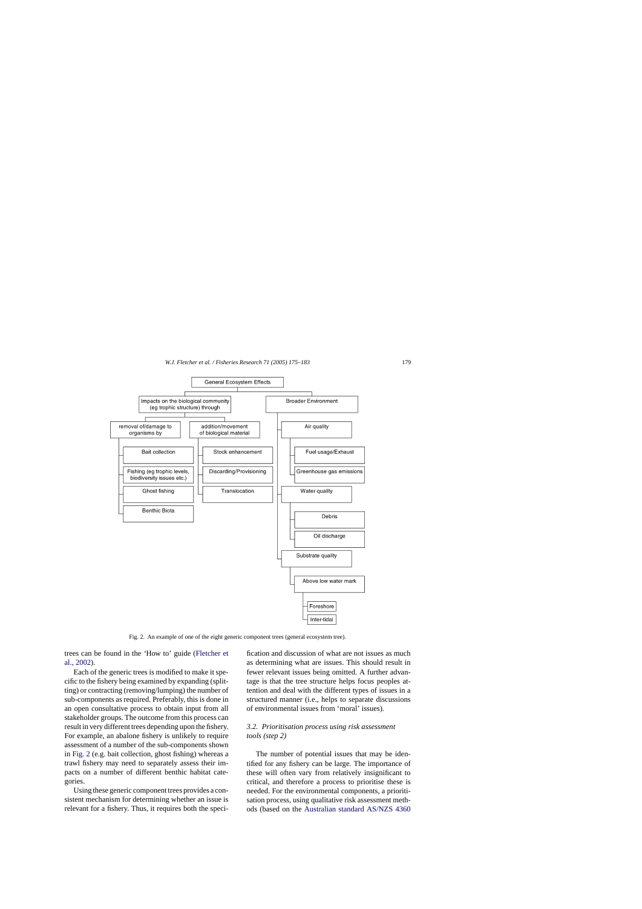General Ecosystem Effects

- Impacts on the biological community (eg trophic structure) through
  - removal of/damage to organisms by
    - Bait collection
    - Fishing (eg trophic levels, biodiversity issues etc.)
    - Ghost fishing
    - Benthic Biota
  - addition/movement of biological material
    - Stock enhancement
    - Discarding/Provisioning
    - Translocation
- Broader Environment
  - Air quality
    - Fuel usage/Exhaust
    - Greenhouse gas emissions
  - Water quality
    - Debris
    - Oil discharge
  - Substrate quality
    - Above low water mark
      - Foreshore
      - Inter-tidal

Fig. 2. An example of one of the eight generic component trees (general ecosystem tree).

trees can be found in the 'How to' guide (Fletcher et al., 2002).

Each of the generic trees is modified to make it specific to the fishery being examined by expanding (splitting) or contracting (removing/lumping) the number of sub-components as required. Preferably, this is done in an open consultative process to obtain input from all stakeholder groups. The outcome from this process can result in very different trees depending upon the fishery. For example, an abalone fishery is unlikely to require assessment of a number of the sub-components shown in Fig. 2 (e.g. bait collection, ghost fishing) whereas a trawl fishery may need to separately assess their impacts on a number of different benthic habitat categories.

Using these generic component trees provides a consistent mechanism for determining whether an issue is relevant for a fishery. Thus, it requires both the specification and discussion of what are not issues as much as determining what are issues. This should result in fewer relevant issues being omitted. A further advantage is that the tree structure helps focus peoples attention and deal with the different types of issues in a structured manner (i.e., helps to separate discussions of environmental issues from 'moral' issues).

### *3.2. Prioritisation process using risk assessment tools (step 2)*

The number of potential issues that may be identified for any fishery can be large. The importance of these will often vary from relatively insignificant to critical, and therefore a process to prioritise these is needed. For the environmental components, a prioritisation process, using qualitative risk assessment methods (based on the Australian standard AS/NZS 4360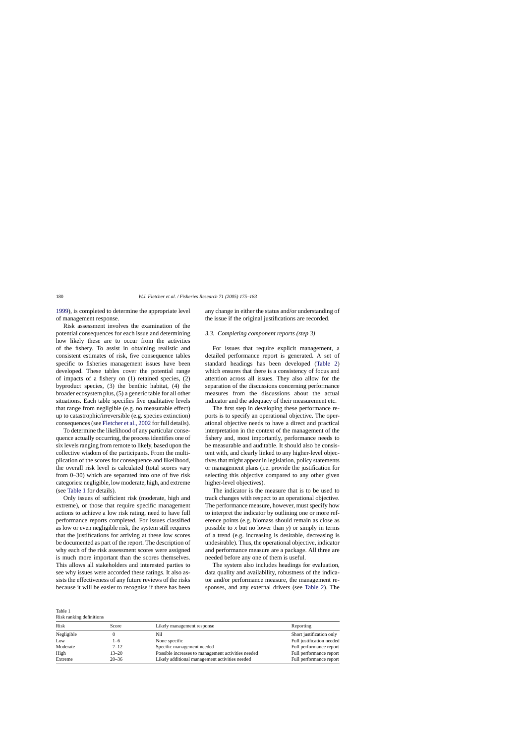1999), is completed to determine the appropriate level of management response.

Risk assessment involves the examination of the potential consequences for each issue and determining how likely these are to occur from the activities of the fishery. To assist in obtaining realistic and consistent estimates of risk, five consequence tables specific to fisheries management issues have been developed. These tables cover the potential range of impacts of a fishery on (1) retained species, (2) byproduct species, (3) the benthic habitat, (4) the broader ecosystem plus, (5) a generic table for all other situations. Each table specifies five qualitative levels that range from negligible (e.g. no measurable effect) up to catastrophic/irreversible (e.g. species extinction) consequences (see Fletcher et al., 2002 for full details).

To determine the likelihood of any particular consequence actually occurring, the process identifies one of six levels ranging from remote to likely, based upon the collective wisdom of the participants. From the multiplication of the scores for consequence and likelihood, the overall risk level is calculated (total scores vary from 0–30) which are separated into one of five risk categories: negligible, low moderate, high, and extreme (see Table 1 for details).

Only issues of sufficient risk (moderate, high and extreme), or those that require specific management actions to achieve a low risk rating, need to have full performance reports completed. For issues classified as low or even negligible risk, the system still requires that the justifications for arriving at these low scores be documented as part of the report. The description of why each of the risk assessment scores were assigned is much more important than the scores themselves. This allows all stakeholders and interested parties to see why issues were accorded these ratings. It also assists the effectiveness of any future reviews of the risks because it will be easier to recognise if there has been any change in either the status and/or understanding of the issue if the original justifications are recorded.

### 3.3. Completing component reports (step 3)

For issues that require explicit management, a detailed performance report is generated. A set of standard headings has been developed (Table 2) which ensures that there is a consistency of focus and attention across all issues. They also allow for the separation of the discussions concerning performance measures from the discussions about the actual indicator and the adequacy of their measurement etc.

The first step in developing these performance reports is to specify an operational objective. The operational objective needs to have a direct and practical interpretation in the context of the management of the fishery and, most importantly, performance needs to be measurable and auditable. It should also be consistent with, and clearly linked to any higher-level objectives that might appear in legislation, policy statements or management plans (i.e. provide the justification for selecting this objective compared to any other given higher-level objectives).

The indicator is the measure that is to be used to track changes with respect to an operational objective. The performance measure, however, must specify how to interpret the indicator by outlining one or more reference points (e.g. biomass should remain as close as possible to *x* but no lower than *y*) or simply in terms of a trend (e.g. increasing is desirable, decreasing is undesirable). Thus, the operational objective, indicator and performance measure are a package. All three are needed before any one of them is useful.

The system also includes headings for evaluation, data quality and availability, robustness of the indicator and/or performance measure, the management responses, and any external drivers (see Table 2). The

Table 1
Risk ranking definitions

| Risk | Score | Likely management response | Reporting |
|---|---|---|---|
| Negligible | 0 | Nil | Short justification only |
| Low | 1–6 | None specific | Full justification needed |
| Moderate | 7–12 | Specific management needed | Full performance report |
| High | 13–20 | Possible increases to management activities needed | Full performance report |
| Extreme | 20–36 | Likely additional management activities needed | Full performance report |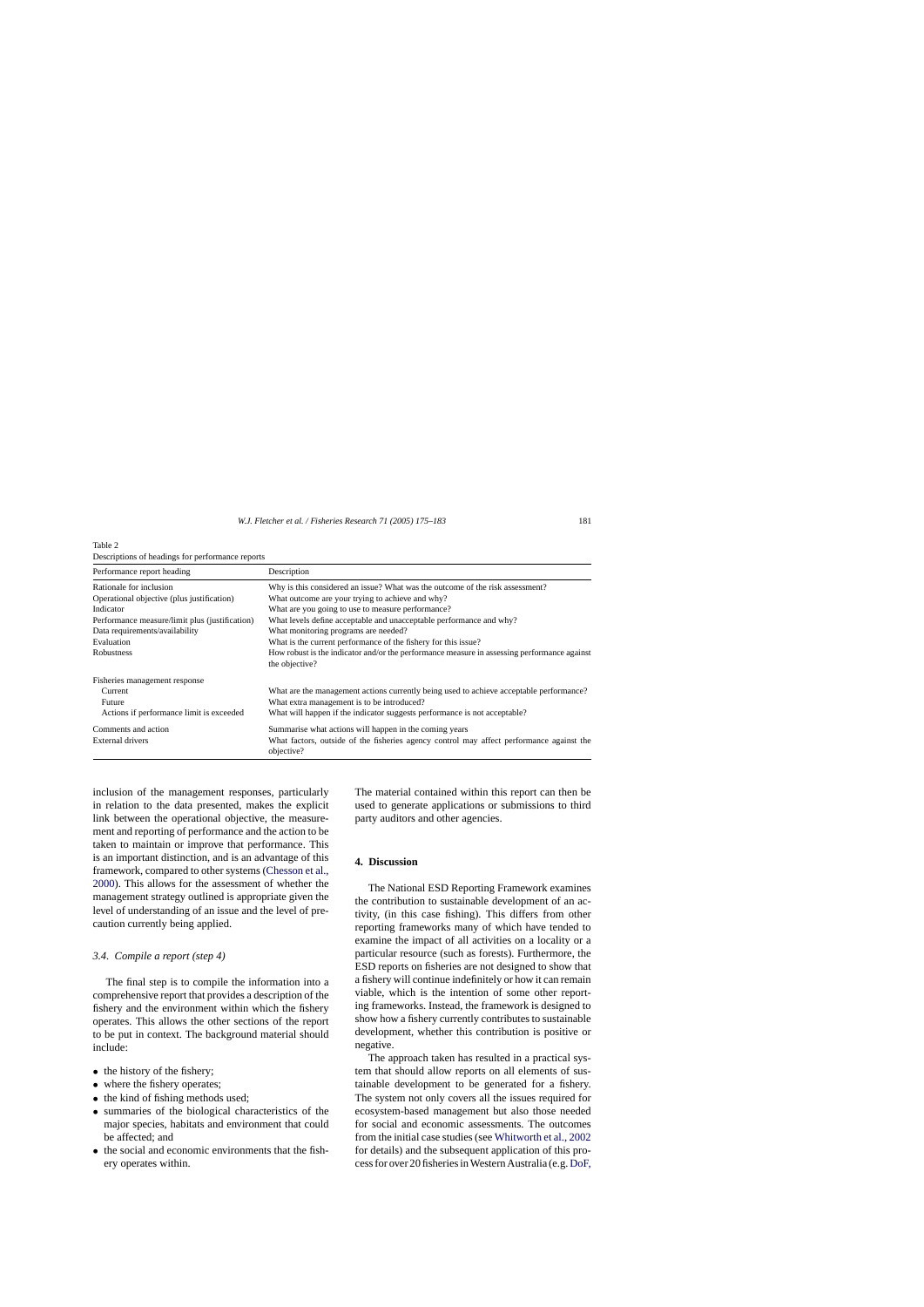Table 2
Descriptions of headings for performance reports

| Performance report heading | Description |
|---|---|
| Rationale for inclusion | Why is this considered an issue? What was the outcome of the risk assessment? |
| Operational objective (plus justification) | What outcome are your trying to achieve and why? |
| Indicator | What are you going to use to measure performance? |
| Performance measure/limit plus (justification) | What levels define acceptable and unacceptable performance and why? |
| Data requirements/availability | What monitoring programs are needed? |
| Evaluation | What is the current performance of the fishery for this issue? |
| Robustness | How robust is the indicator and/or the performance measure in assessing performance against the objective? |
| Fisheries management response | |
| Current | What are the management actions currently being used to achieve acceptable performance? |
| Future | What extra management is to be introduced? |
| Actions if performance limit is exceeded | What will happen if the indicator suggests performance is not acceptable? |
| Comments and action | Summarise what actions will happen in the coming years |
| External drivers | What factors, outside of the fisheries agency control may affect performance against the objective? |

inclusion of the management responses, particularly in relation to the data presented, makes the explicit link between the operational objective, the measurement and reporting of performance and the action to be taken to maintain or improve that performance. This is an important distinction, and is an advantage of this framework, compared to other systems (Chesson et al., 2000). This allows for the assessment of whether the management strategy outlined is appropriate given the level of understanding of an issue and the level of precaution currently being applied.

### 3.4. Compile a report (step 4)

The final step is to compile the information into a comprehensive report that provides a description of the fishery and the environment within which the fishery operates. This allows the other sections of the report to be put in context. The background material should include:

- the history of the fishery;
- where the fishery operates;
- the kind of fishing methods used;
- summaries of the biological characteristics of the major species, habitats and environment that could be affected; and
- the social and economic environments that the fishery operates within.

The material contained within this report can then be used to generate applications or submissions to third party auditors and other agencies.

## 4. Discussion

The National ESD Reporting Framework examines the contribution to sustainable development of an activity, (in this case fishing). This differs from other reporting frameworks many of which have tended to examine the impact of all activities on a locality or a particular resource (such as forests). Furthermore, the ESD reports on fisheries are not designed to show that a fishery will continue indefinitely or how it can remain viable, which is the intention of some other reporting frameworks. Instead, the framework is designed to show how a fishery currently contributes to sustainable development, whether this contribution is positive or negative.

The approach taken has resulted in a practical system that should allow reports on all elements of sustainable development to be generated for a fishery. The system not only covers all the issues required for ecosystem-based management but also those needed for social and economic assessments. The outcomes from the initial case studies (see Whitworth et al., 2002 for details) and the subsequent application of this process for over 20 fisheries in Western Australia (e.g. DoF,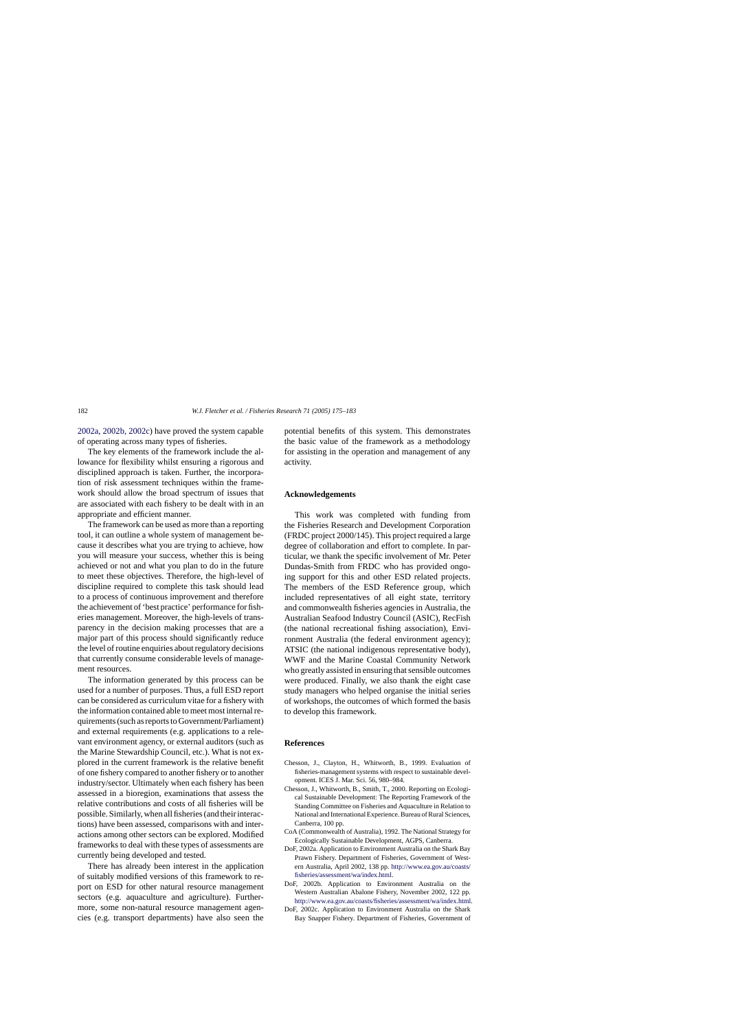2002a, 2002b, 2002c) have proved the system capable of operating across many types of fisheries.

The key elements of the framework include the allowance for flexibility whilst ensuring a rigorous and disciplined approach is taken. Further, the incorporation of risk assessment techniques within the framework should allow the broad spectrum of issues that are associated with each fishery to be dealt with in an appropriate and efficient manner.

The framework can be used as more than a reporting tool, it can outline a whole system of management because it describes what you are trying to achieve, how you will measure your success, whether this is being achieved or not and what you plan to do in the future to meet these objectives. Therefore, the high-level of discipline required to complete this task should lead to a process of continuous improvement and therefore the achievement of 'best practice' performance for fisheries management. Moreover, the high-levels of transparency in the decision making processes that are a major part of this process should significantly reduce the level of routine enquiries about regulatory decisions that currently consume considerable levels of management resources.

The information generated by this process can be used for a number of purposes. Thus, a full ESD report can be considered as curriculum vitae for a fishery with the information contained able to meet most internal requirements (such as reports to Government/Parliament) and external requirements (e.g. applications to a relevant environment agency, or external auditors (such as the Marine Stewardship Council, etc.). What is not explored in the current framework is the relative benefit of one fishery compared to another fishery or to another industry/sector. Ultimately when each fishery has been assessed in a bioregion, examinations that assess the relative contributions and costs of all fisheries will be possible. Similarly, when all fisheries (and their interactions) have been assessed, comparisons with and interactions among other sectors can be explored. Modified frameworks to deal with these types of assessments are currently being developed and tested.

There has already been interest in the application of suitably modified versions of this framework to report on ESD for other natural resource management sectors (e.g. aquaculture and agriculture). Furthermore, some non-natural resource management agencies (e.g. transport departments) have also seen the potential benefits of this system. This demonstrates the basic value of the framework as a methodology for assisting in the operation and management of any activity.

## Acknowledgements

This work was completed with funding from the Fisheries Research and Development Corporation (FRDC project 2000/145). This project required a large degree of collaboration and effort to complete. In particular, we thank the specific involvement of Mr. Peter Dundas-Smith from FRDC who has provided ongoing support for this and other ESD related projects. The members of the ESD Reference group, which included representatives of all eight state, territory and commonwealth fisheries agencies in Australia, the Australian Seafood Industry Council (ASIC), RecFish (the national recreational fishing association), Environment Australia (the federal environment agency); ATSIC (the national indigenous representative body), WWF and the Marine Coastal Community Network who greatly assisted in ensuring that sensible outcomes were produced. Finally, we also thank the eight case study managers who helped organise the initial series of workshops, the outcomes of which formed the basis to develop this framework.

## References

Chesson, J., Clayton, H., Whitworth, B., 1999. Evaluation of fisheries-management systems with respect to sustainable development. ICES J. Mar. Sci. 56, 980–984.

Chesson, J., Whitworth, B., Smith, T., 2000. Reporting on Ecological Sustainable Development: The Reporting Framework of the Standing Committee on Fisheries and Aquaculture in Relation to National and International Experience. Bureau of Rural Sciences, Canberra, 100 pp.

CoA (Commonwealth of Australia), 1992. The National Strategy for Ecologically Sustainable Development, AGPS, Canberra.

DoF, 2002a. Application to Environment Australia on the Shark Bay Prawn Fishery. Department of Fisheries, Government of Western Australia, April 2002, 138 pp. http://www.ea.gov.au/coasts/fisheries/assessment/wa/index.html.

DoF, 2002b. Application to Environment Australia on the Western Australian Abalone Fishery, November 2002, 122 pp. http://www.ea.gov.au/coasts/fisheries/assessment/wa/index.html.

DoF, 2002c. Application to Environment Australia on the Shark Bay Snapper Fishery. Department of Fisheries, Government of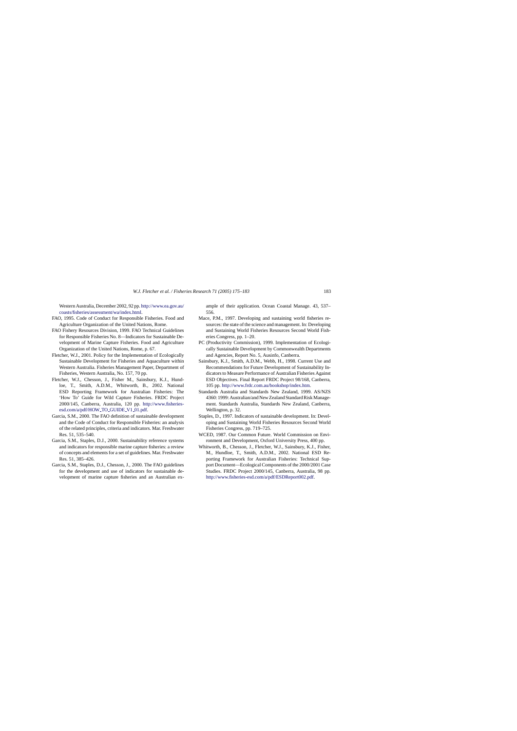Western Australia, December 2002, 92 pp. http://www.ea.gov.au/coasts/fisheries/assessment/wa/index.html.

FAO, 1995. Code of Conduct for Responsible Fisheries. Food and Agriculture Organization of the United Nations, Rome.

FAO Fishery Resources Division, 1999. FAO Technical Guidelines for Responsible Fisheries No. 8—Indicators for Sustainable Development of Marine Capture Fisheries. Food and Agriculture Organization of the United Nations, Rome, p. 67.

Fletcher, W.J., 2001. Policy for the Implementation of Ecologically Sustainable Development for Fisheries and Aquaculture within Western Australia. Fisheries Management Paper, Department of Fisheries, Western Australia, No. 157, 70 pp.

Fletcher, W.J., Chesson, J., Fisher M., Sainsbury, K.J., Hundloe, T., Smith, A.D.M., Whitworth, B., 2002. National ESD Reporting Framework for Australian Fisheries: The 'How To' Guide for Wild Capture Fisheries. FRDC Project 2000/145, Canberra, Australia, 120 pp. http://www.fisheries-esd.com/a/pdf/HOW_TO_GUIDE_V1_01.pdf.

Garcia, S.M., 2000. The FAO definition of sustainable development and the Code of Conduct for Responsible Fisheries: an analysis of the related principles, criteria and indicators. Mar. Freshwater Res. 51, 535–540.

Garcia, S.M., Staples, D.J., 2000. Sustainability reference systems and indicators for responsible marine capture fisheries: a review of concepts and elements for a set of guidelines. Mar. Freshwater Res. 51, 385–426.

Garcia, S.M., Staples, D.J., Chesson, J., 2000. The FAO guidelines for the development and use of indicators for sustainable development of marine capture fisheries and an Australian example of their application. Ocean Coastal Manage. 43, 537–556.

Mace, P.M., 1997. Developing and sustaining world fisheries resources: the state of the science and management. In: Developing and Sustaining World Fisheries Resources Second World Fisheries Congress, pp. 1–20.

PC (Productivity Commission), 1999. Implementation of Ecologically Sustainable Development by Commonwealth Departments and Agencies, Report No. 5, Ausinfo, Canberra.

Sainsbury, K.J., Smith, A.D.M., Webb, H., 1998. Current Use and Recommendations for Future Development of Sustainability Indicators to Measure Performance of Australian Fisheries Against ESD Objectives. Final Report FRDC Project 98/168, Canberra, 105 pp. http://www.frdc.com.au/bookshop/index.htm.

Standards Australia and Standards New Zealand, 1999. AS/NZS 4360: 1999: Australian/and New Zealand Standard Risk Management. Standards Australia, Standards New Zealand, Canberra, Wellington, p. 32.

Staples, D., 1997. Indicators of sustainable development. In: Developing and Sustaining World Fisheries Resources Second World Fisheries Congress, pp. 719–725.

WCED, 1987. Our Common Future. World Commission on Environment and Development, Oxford University Press, 400 pp.

Whitworth, B., Chesson, J., Fletcher, W.J., Sainsbury, K.J., Fisher, M., Hundloe, T., Smith, A.D.M., 2002. National ESD Reporting Framework for Australian Fisheries: Technical Support Document—Ecological Components of the 2000/2001 Case Studies. FRDC Project 2000/145, Canberra, Australia, 98 pp. http://www.fisheries-esd.com/a/pdf/ESDReport002.pdf.